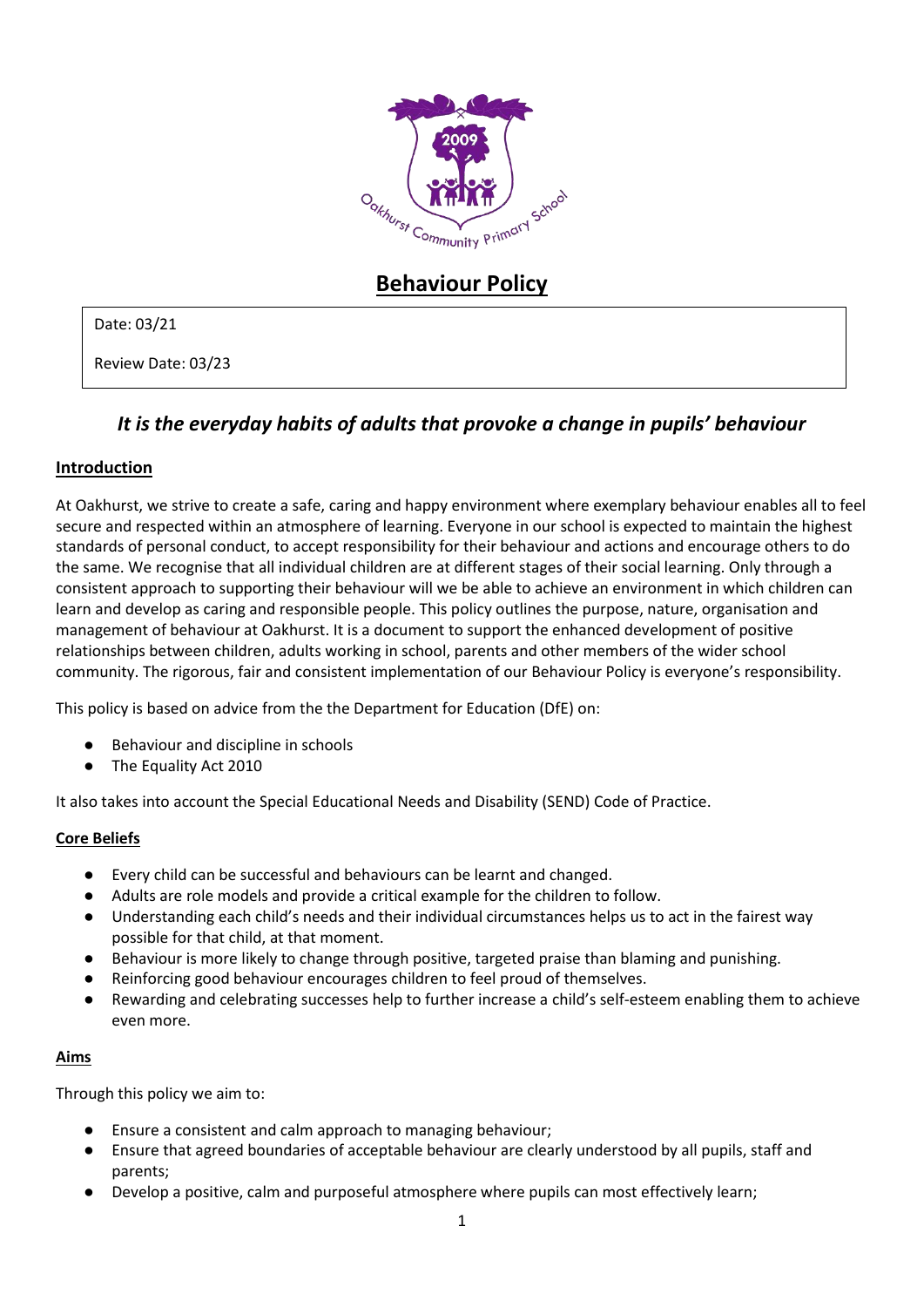# Behaviour Policy

Date: 03/21

Review Date: 03/23

***It is the everyday habits of adults that provoke a change in pupils' behaviour***

## Introduction

At Oakhurst, we strive to create a safe, caring and happy environment where exemplary behaviour enables all to feel secure and respected within an atmosphere of learning. Everyone in our school is expected to maintain the highest standards of personal conduct, to accept responsibility for their behaviour and actions and encourage others to do the same. We recognise that all individual children are at different stages of their social learning. Only through a consistent approach to supporting their behaviour will we be able to achieve an environment in which children can learn and develop as caring and responsible people. This policy outlines the purpose, nature, organisation and management of behaviour at Oakhurst. It is a document to support the enhanced development of positive relationships between children, adults working in school, parents and other members of the wider school community. The rigorous, fair and consistent implementation of our Behaviour Policy is everyone's responsibility.

This policy is based on advice from the the Department for Education (DfE) on:

- Behaviour and discipline in schools
- The Equality Act 2010

It also takes into account the Special Educational Needs and Disability (SEND) Code of Practice.

## Core Beliefs

- Every child can be successful and behaviours can be learnt and changed.
- Adults are role models and provide a critical example for the children to follow.
- Understanding each child's needs and their individual circumstances helps us to act in the fairest way possible for that child, at that moment.
- Behaviour is more likely to change through positive, targeted praise than blaming and punishing.
- Reinforcing good behaviour encourages children to feel proud of themselves.
- Rewarding and celebrating successes help to further increase a child's self-esteem enabling them to achieve even more.

## Aims

Through this policy we aim to:

- Ensure a consistent and calm approach to managing behaviour;
- Ensure that agreed boundaries of acceptable behaviour are clearly understood by all pupils, staff and parents;
- Develop a positive, calm and purposeful atmosphere where pupils can most effectively learn;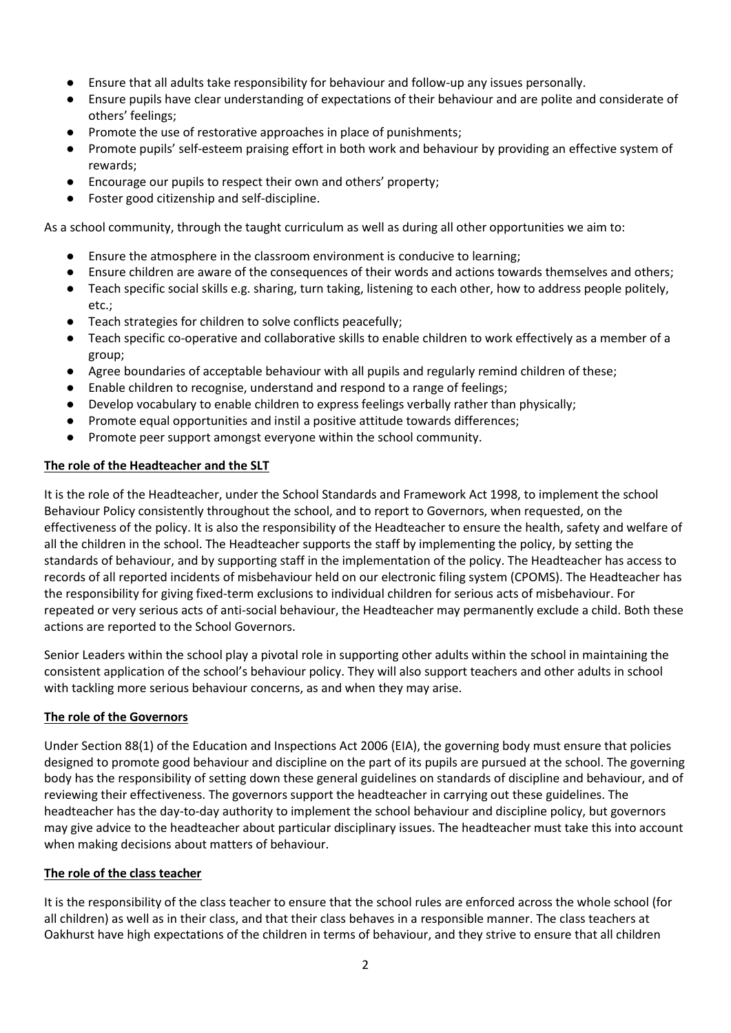- Ensure that all adults take responsibility for behaviour and follow-up any issues personally.
- Ensure pupils have clear understanding of expectations of their behaviour and are polite and considerate of others' feelings;
- Promote the use of restorative approaches in place of punishments;
- Promote pupils' self-esteem praising effort in both work and behaviour by providing an effective system of rewards;
- Encourage our pupils to respect their own and others' property;
- Foster good citizenship and self-discipline.

As a school community, through the taught curriculum as well as during all other opportunities we aim to:

- Ensure the atmosphere in the classroom environment is conducive to learning;
- Ensure children are aware of the consequences of their words and actions towards themselves and others;
- Teach specific social skills e.g. sharing, turn taking, listening to each other, how to address people politely, etc.;
- Teach strategies for children to solve conflicts peacefully;
- Teach specific co-operative and collaborative skills to enable children to work effectively as a member of a group;
- Agree boundaries of acceptable behaviour with all pupils and regularly remind children of these;
- Enable children to recognise, understand and respond to a range of feelings;
- Develop vocabulary to enable children to express feelings verbally rather than physically;
- Promote equal opportunities and instil a positive attitude towards differences;
- Promote peer support amongst everyone within the school community.

**The role of the Headteacher and the SLT**

It is the role of the Headteacher, under the School Standards and Framework Act 1998, to implement the school Behaviour Policy consistently throughout the school, and to report to Governors, when requested, on the effectiveness of the policy. It is also the responsibility of the Headteacher to ensure the health, safety and welfare of all the children in the school. The Headteacher supports the staff by implementing the policy, by setting the standards of behaviour, and by supporting staff in the implementation of the policy. The Headteacher has access to records of all reported incidents of misbehaviour held on our electronic filing system (CPOMS). The Headteacher has the responsibility for giving fixed-term exclusions to individual children for serious acts of misbehaviour. For repeated or very serious acts of anti-social behaviour, the Headteacher may permanently exclude a child. Both these actions are reported to the School Governors.

Senior Leaders within the school play a pivotal role in supporting other adults within the school in maintaining the consistent application of the school's behaviour policy. They will also support teachers and other adults in school with tackling more serious behaviour concerns, as and when they may arise.

**The role of the Governors**

Under Section 88(1) of the Education and Inspections Act 2006 (EIA), the governing body must ensure that policies designed to promote good behaviour and discipline on the part of its pupils are pursued at the school. The governing body has the responsibility of setting down these general guidelines on standards of discipline and behaviour, and of reviewing their effectiveness. The governors support the headteacher in carrying out these guidelines. The headteacher has the day-to-day authority to implement the school behaviour and discipline policy, but governors may give advice to the headteacher about particular disciplinary issues. The headteacher must take this into account when making decisions about matters of behaviour.

**The role of the class teacher**

It is the responsibility of the class teacher to ensure that the school rules are enforced across the whole school (for all children) as well as in their class, and that their class behaves in a responsible manner. The class teachers at Oakhurst have high expectations of the children in terms of behaviour, and they strive to ensure that all children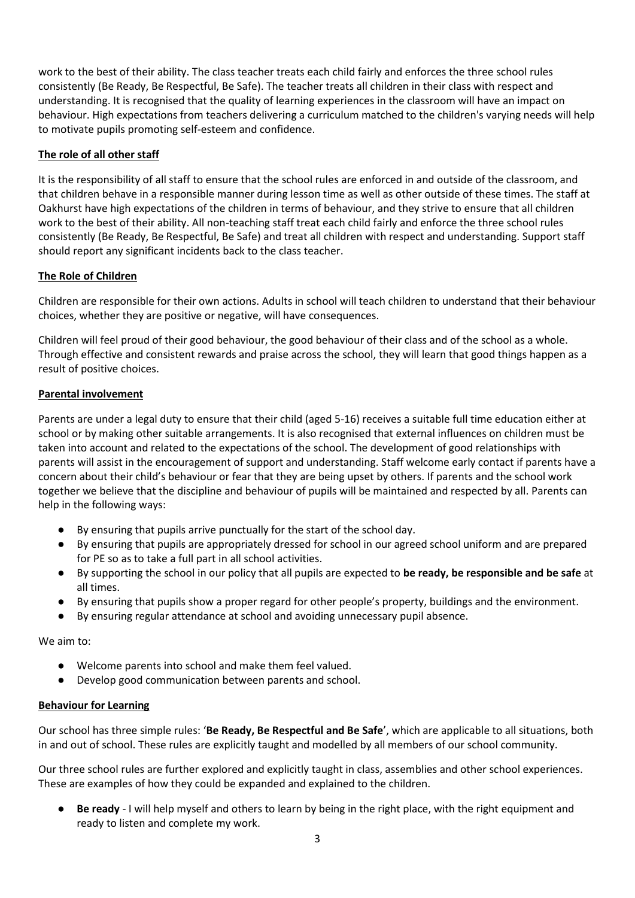work to the best of their ability. The class teacher treats each child fairly and enforces the three school rules consistently (Be Ready, Be Respectful, Be Safe). The teacher treats all children in their class with respect and understanding. It is recognised that the quality of learning experiences in the classroom will have an impact on behaviour. High expectations from teachers delivering a curriculum matched to the children's varying needs will help to motivate pupils promoting self-esteem and confidence.

**The role of all other staff**

It is the responsibility of all staff to ensure that the school rules are enforced in and outside of the classroom, and that children behave in a responsible manner during lesson time as well as other outside of these times. The staff at Oakhurst have high expectations of the children in terms of behaviour, and they strive to ensure that all children work to the best of their ability. All non-teaching staff treat each child fairly and enforce the three school rules consistently (Be Ready, Be Respectful, Be Safe) and treat all children with respect and understanding. Support staff should report any significant incidents back to the class teacher.

**The Role of Children**

Children are responsible for their own actions. Adults in school will teach children to understand that their behaviour choices, whether they are positive or negative, will have consequences.

Children will feel proud of their good behaviour, the good behaviour of their class and of the school as a whole. Through effective and consistent rewards and praise across the school, they will learn that good things happen as a result of positive choices.

**Parental involvement**

Parents are under a legal duty to ensure that their child (aged 5-16) receives a suitable full time education either at school or by making other suitable arrangements. It is also recognised that external influences on children must be taken into account and related to the expectations of the school. The development of good relationships with parents will assist in the encouragement of support and understanding. Staff welcome early contact if parents have a concern about their child's behaviour or fear that they are being upset by others. If parents and the school work together we believe that the discipline and behaviour of pupils will be maintained and respected by all. Parents can help in the following ways:

- By ensuring that pupils arrive punctually for the start of the school day.
- By ensuring that pupils are appropriately dressed for school in our agreed school uniform and are prepared for PE so as to take a full part in all school activities.
- By supporting the school in our policy that all pupils are expected to **be ready, be responsible and be safe** at all times.
- By ensuring that pupils show a proper regard for other people's property, buildings and the environment.
- By ensuring regular attendance at school and avoiding unnecessary pupil absence.

We aim to:

- Welcome parents into school and make them feel valued.
- Develop good communication between parents and school.

**Behaviour for Learning**

Our school has three simple rules: '**Be Ready, Be Respectful and Be Safe**', which are applicable to all situations, both in and out of school. These rules are explicitly taught and modelled by all members of our school community.

Our three school rules are further explored and explicitly taught in class, assemblies and other school experiences. These are examples of how they could be expanded and explained to the children.

- **Be ready** - I will help myself and others to learn by being in the right place, with the right equipment and ready to listen and complete my work.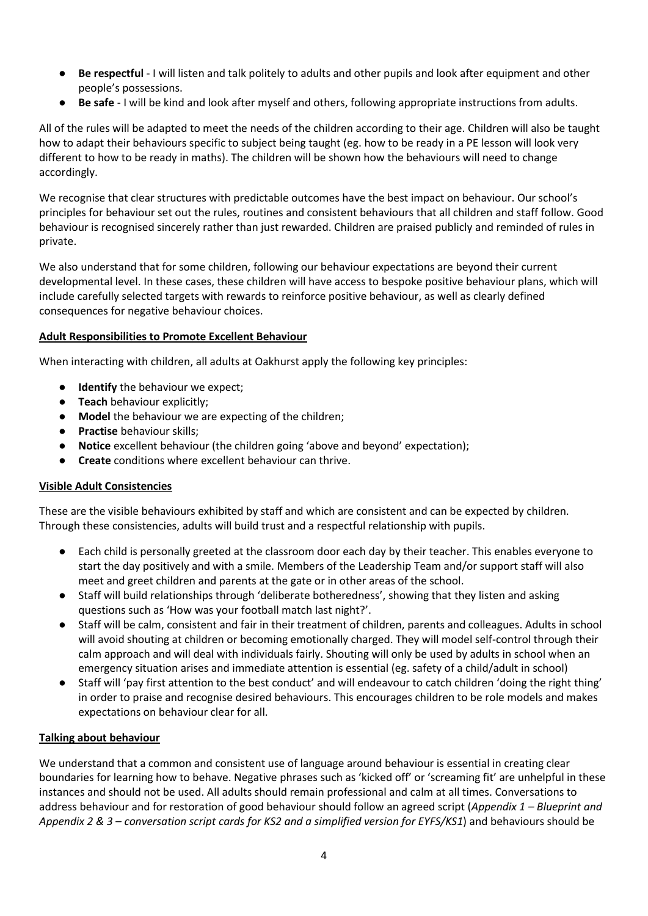- **Be respectful** - I will listen and talk politely to adults and other pupils and look after equipment and other people's possessions.
- **Be safe** - I will be kind and look after myself and others, following appropriate instructions from adults.

All of the rules will be adapted to meet the needs of the children according to their age. Children will also be taught how to adapt their behaviours specific to subject being taught (eg. how to be ready in a PE lesson will look very different to how to be ready in maths). The children will be shown how the behaviours will need to change accordingly.

We recognise that clear structures with predictable outcomes have the best impact on behaviour. Our school's principles for behaviour set out the rules, routines and consistent behaviours that all children and staff follow. Good behaviour is recognised sincerely rather than just rewarded. Children are praised publicly and reminded of rules in private.

We also understand that for some children, following our behaviour expectations are beyond their current developmental level. In these cases, these children will have access to bespoke positive behaviour plans, which will include carefully selected targets with rewards to reinforce positive behaviour, as well as clearly defined consequences for negative behaviour choices.

**Adult Responsibilities to Promote Excellent Behaviour**

When interacting with children, all adults at Oakhurst apply the following key principles:

- **Identify** the behaviour we expect;
- **Teach** behaviour explicitly;
- **Model** the behaviour we are expecting of the children;
- **Practise** behaviour skills;
- **Notice** excellent behaviour (the children going 'above and beyond' expectation);
- **Create** conditions where excellent behaviour can thrive.

**Visible Adult Consistencies**

These are the visible behaviours exhibited by staff and which are consistent and can be expected by children. Through these consistencies, adults will build trust and a respectful relationship with pupils.

- Each child is personally greeted at the classroom door each day by their teacher. This enables everyone to start the day positively and with a smile. Members of the Leadership Team and/or support staff will also meet and greet children and parents at the gate or in other areas of the school.
- Staff will build relationships through 'deliberate botheredness', showing that they listen and asking questions such as 'How was your football match last night?'.
- Staff will be calm, consistent and fair in their treatment of children, parents and colleagues. Adults in school will avoid shouting at children or becoming emotionally charged. They will model self-control through their calm approach and will deal with individuals fairly. Shouting will only be used by adults in school when an emergency situation arises and immediate attention is essential (eg. safety of a child/adult in school)
- Staff will 'pay first attention to the best conduct' and will endeavour to catch children 'doing the right thing' in order to praise and recognise desired behaviours. This encourages children to be role models and makes expectations on behaviour clear for all.

**Talking about behaviour**

We understand that a common and consistent use of language around behaviour is essential in creating clear boundaries for learning how to behave. Negative phrases such as 'kicked off' or 'screaming fit' are unhelpful in these instances and should not be used. All adults should remain professional and calm at all times. Conversations to address behaviour and for restoration of good behaviour should follow an agreed script (*Appendix 1 – Blueprint and Appendix 2 & 3 – conversation script cards for KS2 and a simplified version for EYFS/KS1*) and behaviours should be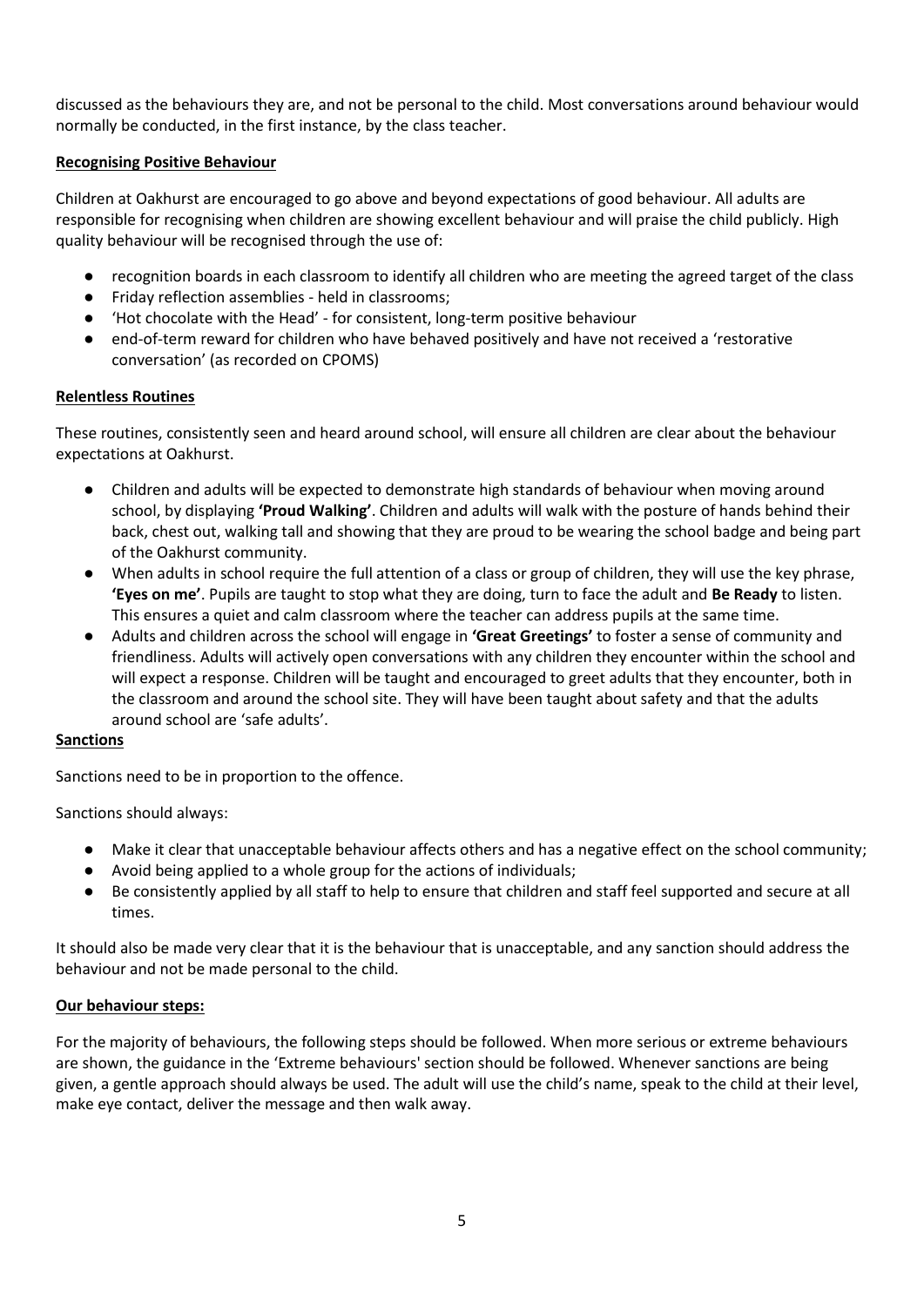discussed as the behaviours they are, and not be personal to the child. Most conversations around behaviour would normally be conducted, in the first instance, by the class teacher.

**Recognising Positive Behaviour**

Children at Oakhurst are encouraged to go above and beyond expectations of good behaviour. All adults are responsible for recognising when children are showing excellent behaviour and will praise the child publicly. High quality behaviour will be recognised through the use of:

- recognition boards in each classroom to identify all children who are meeting the agreed target of the class
- Friday reflection assemblies - held in classrooms;
- 'Hot chocolate with the Head' - for consistent, long-term positive behaviour
- end-of-term reward for children who have behaved positively and have not received a 'restorative conversation' (as recorded on CPOMS)

**Relentless Routines**

These routines, consistently seen and heard around school, will ensure all children are clear about the behaviour expectations at Oakhurst.

- Children and adults will be expected to demonstrate high standards of behaviour when moving around school, by displaying **'Proud Walking'**. Children and adults will walk with the posture of hands behind their back, chest out, walking tall and showing that they are proud to be wearing the school badge and being part of the Oakhurst community.
- When adults in school require the full attention of a class or group of children, they will use the key phrase, **'Eyes on me'**. Pupils are taught to stop what they are doing, turn to face the adult and **Be Ready** to listen. This ensures a quiet and calm classroom where the teacher can address pupils at the same time.
- Adults and children across the school will engage in **'Great Greetings'** to foster a sense of community and friendliness. Adults will actively open conversations with any children they encounter within the school and will expect a response. Children will be taught and encouraged to greet adults that they encounter, both in the classroom and around the school site. They will have been taught about safety and that the adults around school are 'safe adults'.

**Sanctions**

Sanctions need to be in proportion to the offence.

Sanctions should always:

- Make it clear that unacceptable behaviour affects others and has a negative effect on the school community;
- Avoid being applied to a whole group for the actions of individuals;
- Be consistently applied by all staff to help to ensure that children and staff feel supported and secure at all times.

It should also be made very clear that it is the behaviour that is unacceptable, and any sanction should address the behaviour and not be made personal to the child.

**Our behaviour steps:**

For the majority of behaviours, the following steps should be followed. When more serious or extreme behaviours are shown, the guidance in the 'Extreme behaviours' section should be followed. Whenever sanctions are being given, a gentle approach should always be used. The adult will use the child's name, speak to the child at their level, make eye contact, deliver the message and then walk away.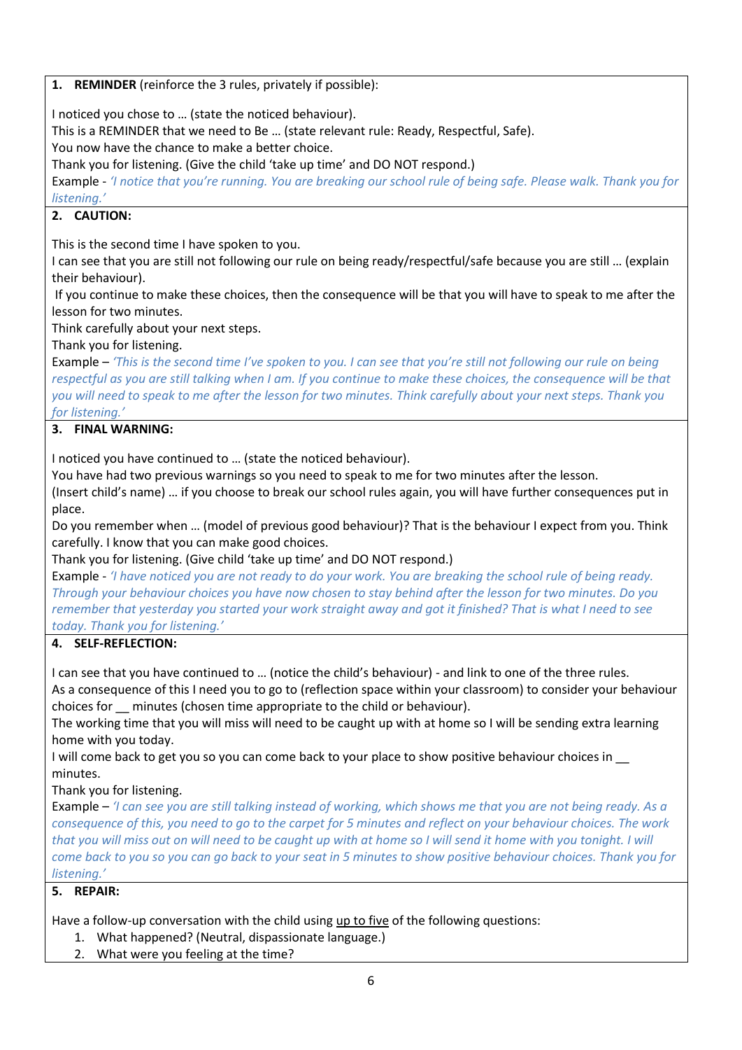**1. REMINDER** (reinforce the 3 rules, privately if possible):

I noticed you chose to … (state the noticed behaviour).
This is a REMINDER that we need to Be … (state relevant rule: Ready, Respectful, Safe).
You now have the chance to make a better choice.
Thank you for listening. (Give the child 'take up time' and DO NOT respond.)
Example - *'I notice that you're running. You are breaking our school rule of being safe. Please walk. Thank you for listening.'*

**2. CAUTION:**

This is the second time I have spoken to you.
I can see that you are still not following our rule on being ready/respectful/safe because you are still … (explain their behaviour).
If you continue to make these choices, then the consequence will be that you will have to speak to me after the lesson for two minutes.
Think carefully about your next steps.
Thank you for listening.
Example – *'This is the second time I've spoken to you. I can see that you're still not following our rule on being respectful as you are still talking when I am. If you continue to make these choices, the consequence will be that you will need to speak to me after the lesson for two minutes. Think carefully about your next steps. Thank you for listening.'*

**3. FINAL WARNING:**

I noticed you have continued to … (state the noticed behaviour).
You have had two previous warnings so you need to speak to me for two minutes after the lesson.
(Insert child's name) … if you choose to break our school rules again, you will have further consequences put in place.
Do you remember when … (model of previous good behaviour)? That is the behaviour I expect from you. Think carefully. I know that you can make good choices.
Thank you for listening. (Give child 'take up time' and DO NOT respond.)
Example - *'I have noticed you are not ready to do your work. You are breaking the school rule of being ready. Through your behaviour choices you have now chosen to stay behind after the lesson for two minutes. Do you remember that yesterday you started your work straight away and got it finished? That is what I need to see today. Thank you for listening.'*

**4. SELF-REFLECTION:**

I can see that you have continued to … (notice the child's behaviour) - and link to one of the three rules.
As a consequence of this I need you to go to (reflection space within your classroom) to consider your behaviour choices for __ minutes (chosen time appropriate to the child or behaviour).
The working time that you will miss will need to be caught up with at home so I will be sending extra learning home with you today.
I will come back to get you so you can come back to your place to show positive behaviour choices in __ minutes.
Thank you for listening.
Example – *'I can see you are still talking instead of working, which shows me that you are not being ready. As a consequence of this, you need to go to the carpet for 5 minutes and reflect on your behaviour choices. The work that you will miss out on will need to be caught up with at home so I will send it home with you tonight. I will come back to you so you can go back to your seat in 5 minutes to show positive behaviour choices. Thank you for listening.'*

**5. REPAIR:**

Have a follow-up conversation with the child using <u>up to five</u> of the following questions:

1. What happened? (Neutral, dispassionate language.)
2. What were you feeling at the time?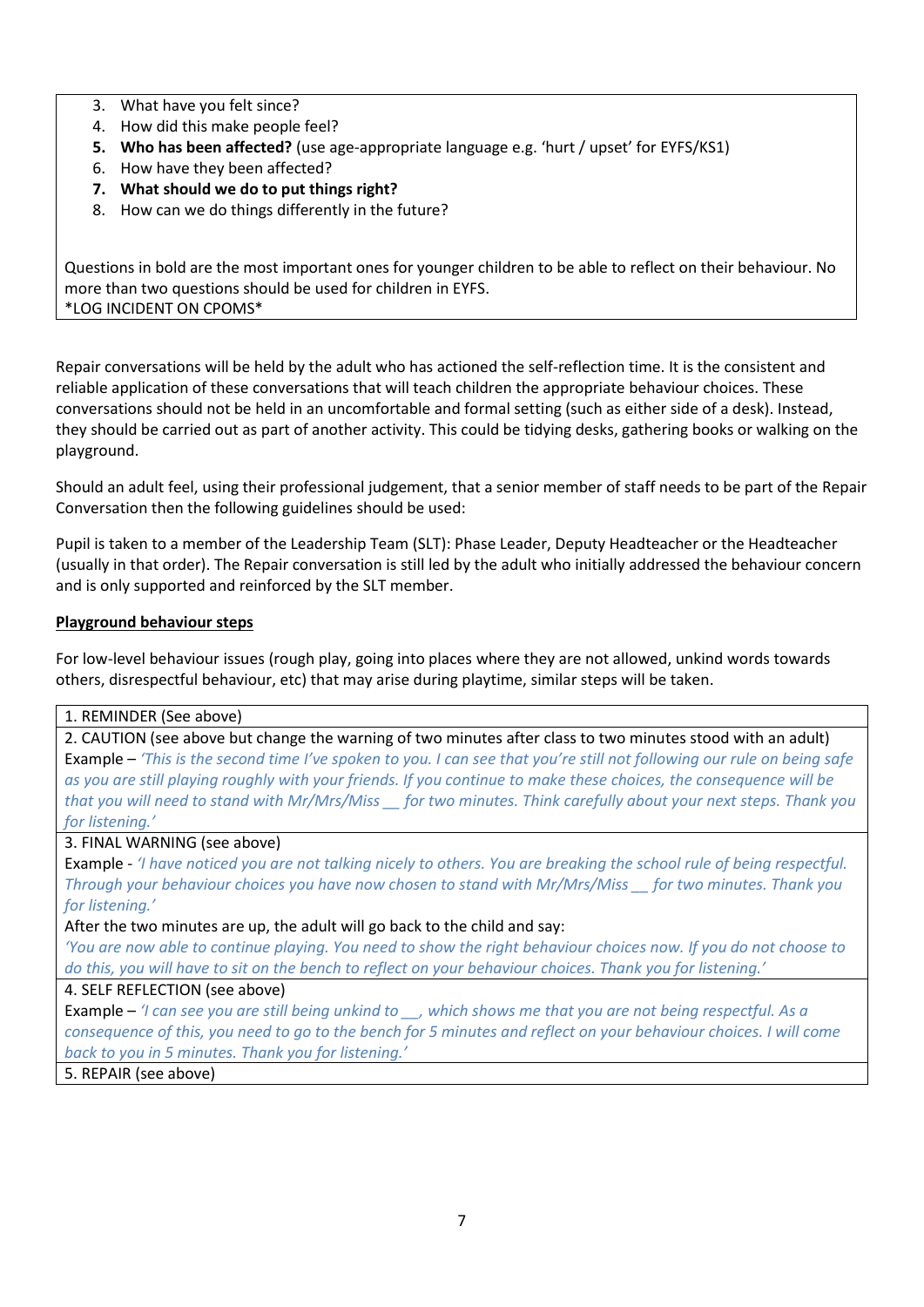3. What have you felt since?
4. How did this make people feel?
5. **Who has been affected?** (use age-appropriate language e.g. 'hurt / upset' for EYFS/KS1)
6. How have they been affected?
7. **What should we do to put things right?**
8. How can we do things differently in the future?

Questions in bold are the most important ones for younger children to be able to reflect on their behaviour. No more than two questions should be used for children in EYFS.
*LOG INCIDENT ON CPOMS*

Repair conversations will be held by the adult who has actioned the self-reflection time. It is the consistent and reliable application of these conversations that will teach children the appropriate behaviour choices. These conversations should not be held in an uncomfortable and formal setting (such as either side of a desk). Instead, they should be carried out as part of another activity. This could be tidying desks, gathering books or walking on the playground.

Should an adult feel, using their professional judgement, that a senior member of staff needs to be part of the Repair Conversation then the following guidelines should be used:

Pupil is taken to a member of the Leadership Team (SLT): Phase Leader, Deputy Headteacher or the Headteacher (usually in that order). The Repair conversation is still led by the adult who initially addressed the behaviour concern and is only supported and reinforced by the SLT member.

**Playground behaviour steps**

For low-level behaviour issues (rough play, going into places where they are not allowed, unkind words towards others, disrespectful behaviour, etc) that may arise during playtime, similar steps will be taken.

| |
|---|
| 1. REMINDER (See above) |
| 2. CAUTION (see above but change the warning of two minutes after class to two minutes stood with an adult)<br>Example – *'This is the second time I've spoken to you. I can see that you're still not following our rule on being safe as you are still playing roughly with your friends. If you continue to make these choices, the consequence will be that you will need to stand with Mr/Mrs/Miss __ for two minutes. Think carefully about your next steps. Thank you for listening.'* |
| 3. FINAL WARNING (see above)<br>Example - *'I have noticed you are not talking nicely to others. You are breaking the school rule of being respectful. Through your behaviour choices you have now chosen to stand with Mr/Mrs/Miss __ for two minutes. Thank you for listening.'*<br>After the two minutes are up, the adult will go back to the child and say:<br>*'You are now able to continue playing. You need to show the right behaviour choices now. If you do not choose to do this, you will have to sit on the bench to reflect on your behaviour choices. Thank you for listening.'* |
| 4. SELF REFLECTION (see above)<br>Example – *'I can see you are still being unkind to __, which shows me that you are not being respectful. As a consequence of this, you need to go to the bench for 5 minutes and reflect on your behaviour choices. I will come back to you in 5 minutes. Thank you for listening.'* |
| 5. REPAIR (see above) |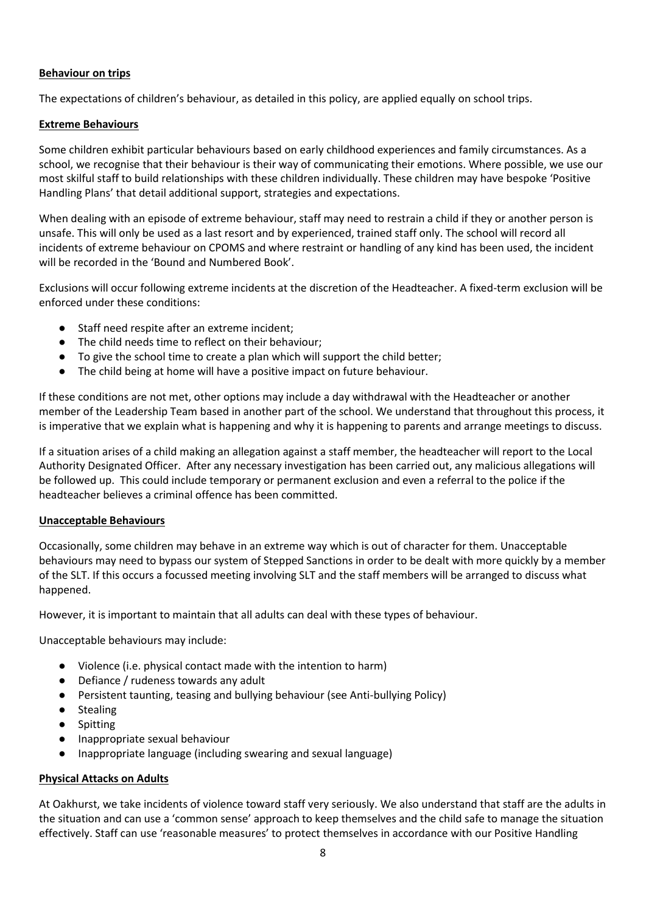**Behaviour on trips**

The expectations of children's behaviour, as detailed in this policy, are applied equally on school trips.

**Extreme Behaviours**

Some children exhibit particular behaviours based on early childhood experiences and family circumstances. As a school, we recognise that their behaviour is their way of communicating their emotions. Where possible, we use our most skilful staff to build relationships with these children individually. These children may have bespoke 'Positive Handling Plans' that detail additional support, strategies and expectations.

When dealing with an episode of extreme behaviour, staff may need to restrain a child if they or another person is unsafe. This will only be used as a last resort and by experienced, trained staff only. The school will record all incidents of extreme behaviour on CPOMS and where restraint or handling of any kind has been used, the incident will be recorded in the 'Bound and Numbered Book'.

Exclusions will occur following extreme incidents at the discretion of the Headteacher. A fixed-term exclusion will be enforced under these conditions:

- Staff need respite after an extreme incident;
- The child needs time to reflect on their behaviour;
- To give the school time to create a plan which will support the child better;
- The child being at home will have a positive impact on future behaviour.

If these conditions are not met, other options may include a day withdrawal with the Headteacher or another member of the Leadership Team based in another part of the school. We understand that throughout this process, it is imperative that we explain what is happening and why it is happening to parents and arrange meetings to discuss.

If a situation arises of a child making an allegation against a staff member, the headteacher will report to the Local Authority Designated Officer. After any necessary investigation has been carried out, any malicious allegations will be followed up. This could include temporary or permanent exclusion and even a referral to the police if the headteacher believes a criminal offence has been committed.

**Unacceptable Behaviours**

Occasionally, some children may behave in an extreme way which is out of character for them. Unacceptable behaviours may need to bypass our system of Stepped Sanctions in order to be dealt with more quickly by a member of the SLT. If this occurs a focussed meeting involving SLT and the staff members will be arranged to discuss what happened.

However, it is important to maintain that all adults can deal with these types of behaviour.

Unacceptable behaviours may include:

- Violence (i.e. physical contact made with the intention to harm)
- Defiance / rudeness towards any adult
- Persistent taunting, teasing and bullying behaviour (see Anti-bullying Policy)
- Stealing
- Spitting
- Inappropriate sexual behaviour
- Inappropriate language (including swearing and sexual language)

**Physical Attacks on Adults**

At Oakhurst, we take incidents of violence toward staff very seriously. We also understand that staff are the adults in the situation and can use a 'common sense' approach to keep themselves and the child safe to manage the situation effectively. Staff can use 'reasonable measures' to protect themselves in accordance with our Positive Handling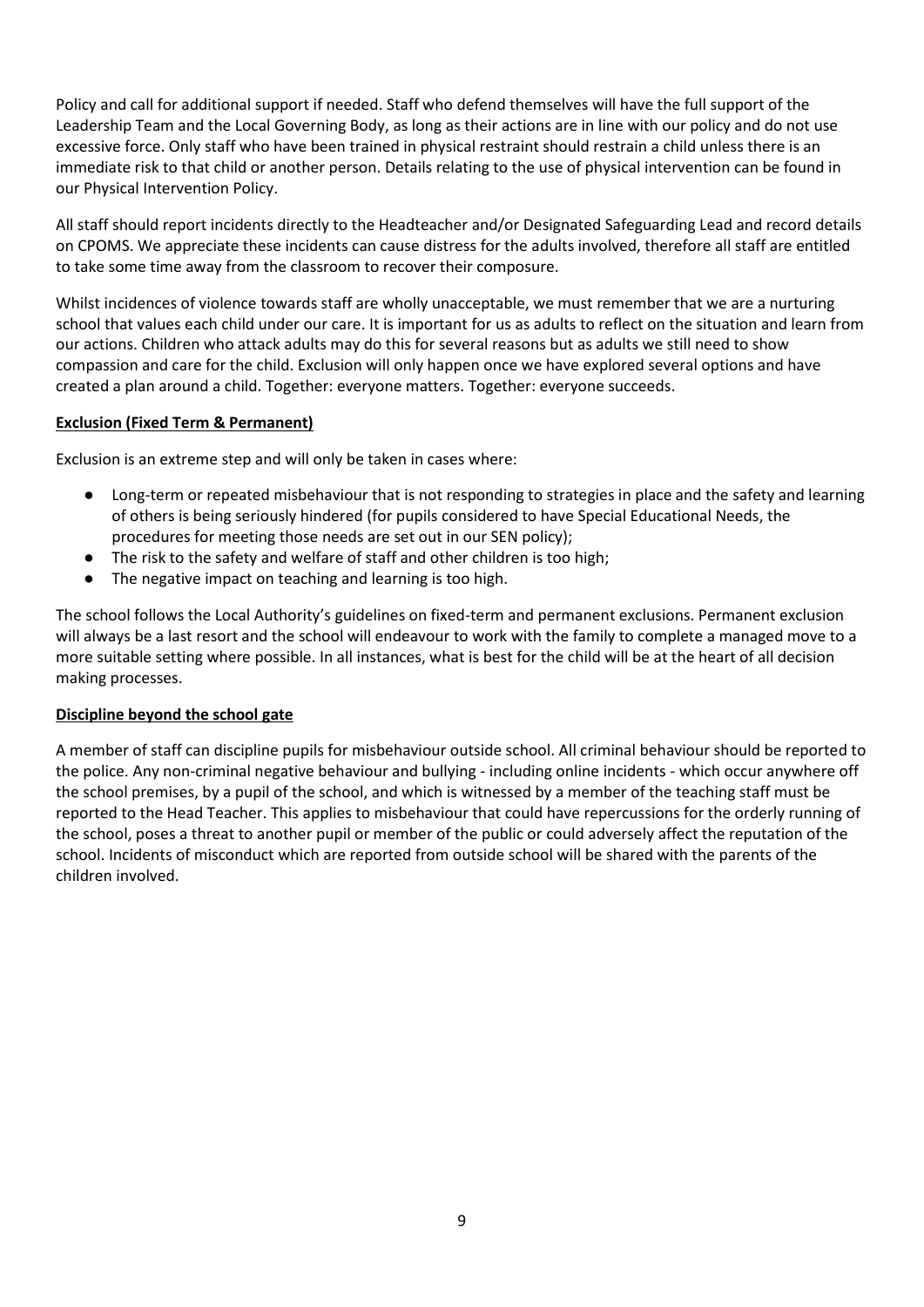Policy and call for additional support if needed. Staff who defend themselves will have the full support of the Leadership Team and the Local Governing Body, as long as their actions are in line with our policy and do not use excessive force. Only staff who have been trained in physical restraint should restrain a child unless there is an immediate risk to that child or another person. Details relating to the use of physical intervention can be found in our Physical Intervention Policy.

All staff should report incidents directly to the Headteacher and/or Designated Safeguarding Lead and record details on CPOMS. We appreciate these incidents can cause distress for the adults involved, therefore all staff are entitled to take some time away from the classroom to recover their composure.

Whilst incidences of violence towards staff are wholly unacceptable, we must remember that we are a nurturing school that values each child under our care. It is important for us as adults to reflect on the situation and learn from our actions. Children who attack adults may do this for several reasons but as adults we still need to show compassion and care for the child. Exclusion will only happen once we have explored several options and have created a plan around a child. Together: everyone matters. Together: everyone succeeds.

**Exclusion (Fixed Term & Permanent)**

Exclusion is an extreme step and will only be taken in cases where:

- Long-term or repeated misbehaviour that is not responding to strategies in place and the safety and learning of others is being seriously hindered (for pupils considered to have Special Educational Needs, the procedures for meeting those needs are set out in our SEN policy);
- The risk to the safety and welfare of staff and other children is too high;
- The negative impact on teaching and learning is too high.

The school follows the Local Authority's guidelines on fixed-term and permanent exclusions. Permanent exclusion will always be a last resort and the school will endeavour to work with the family to complete a managed move to a more suitable setting where possible. In all instances, what is best for the child will be at the heart of all decision making processes.

**Discipline beyond the school gate**

A member of staff can discipline pupils for misbehaviour outside school. All criminal behaviour should be reported to the police. Any non-criminal negative behaviour and bullying - including online incidents - which occur anywhere off the school premises, by a pupil of the school, and which is witnessed by a member of the teaching staff must be reported to the Head Teacher. This applies to misbehaviour that could have repercussions for the orderly running of the school, poses a threat to another pupil or member of the public or could adversely affect the reputation of the school. Incidents of misconduct which are reported from outside school will be shared with the parents of the children involved.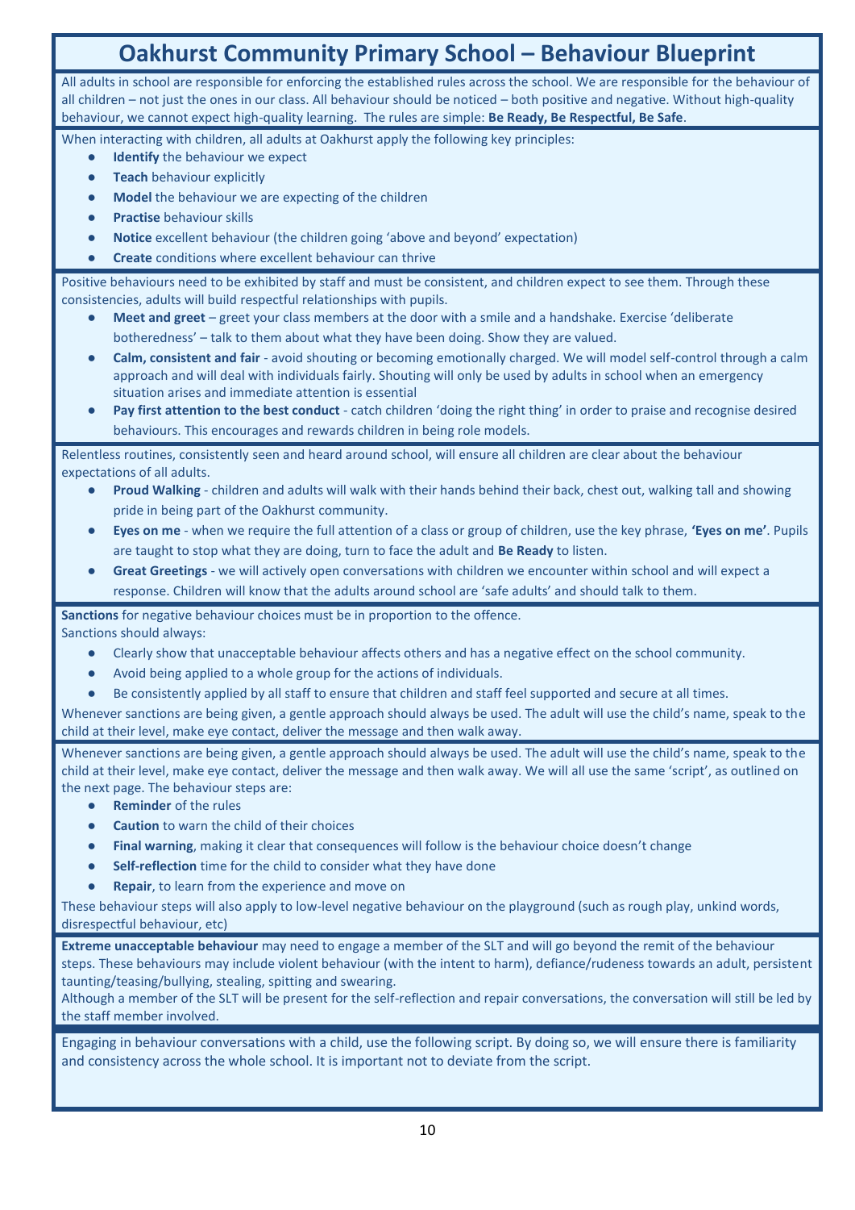# Oakhurst Community Primary School – Behaviour Blueprint

All adults in school are responsible for enforcing the established rules across the school. We are responsible for the behaviour of all children – not just the ones in our class. All behaviour should be noticed – both positive and negative. Without high-quality behaviour, we cannot expect high-quality learning. The rules are simple: **Be Ready, Be Respectful, Be Safe**.

When interacting with children, all adults at Oakhurst apply the following key principles:

- **Identify** the behaviour we expect
- **Teach** behaviour explicitly
- **Model** the behaviour we are expecting of the children
- **Practise** behaviour skills
- **Notice** excellent behaviour (the children going 'above and beyond' expectation)
- **Create** conditions where excellent behaviour can thrive

Positive behaviours need to be exhibited by staff and must be consistent, and children expect to see them. Through these consistencies, adults will build respectful relationships with pupils.

- **Meet and greet** – greet your class members at the door with a smile and a handshake. Exercise 'deliberate botheredness' – talk to them about what they have been doing. Show they are valued.
- **Calm, consistent and fair** - avoid shouting or becoming emotionally charged. We will model self-control through a calm approach and will deal with individuals fairly. Shouting will only be used by adults in school when an emergency situation arises and immediate attention is essential
- **Pay first attention to the best conduct** - catch children 'doing the right thing' in order to praise and recognise desired behaviours. This encourages and rewards children in being role models.

Relentless routines, consistently seen and heard around school, will ensure all children are clear about the behaviour expectations of all adults.

- **Proud Walking** - children and adults will walk with their hands behind their back, chest out, walking tall and showing pride in being part of the Oakhurst community.
- **Eyes on me** - when we require the full attention of a class or group of children, use the key phrase, **'Eyes on me'**. Pupils are taught to stop what they are doing, turn to face the adult and **Be Ready** to listen.
- **Great Greetings** - we will actively open conversations with children we encounter within school and will expect a response. Children will know that the adults around school are 'safe adults' and should talk to them.

**Sanctions** for negative behaviour choices must be in proportion to the offence.
Sanctions should always:

- Clearly show that unacceptable behaviour affects others and has a negative effect on the school community.
- Avoid being applied to a whole group for the actions of individuals.
- Be consistently applied by all staff to ensure that children and staff feel supported and secure at all times.

Whenever sanctions are being given, a gentle approach should always be used. The adult will use the child's name, speak to the child at their level, make eye contact, deliver the message and then walk away.

Whenever sanctions are being given, a gentle approach should always be used. The adult will use the child's name, speak to the child at their level, make eye contact, deliver the message and then walk away. We will all use the same 'script', as outlined on the next page. The behaviour steps are:

- **Reminder** of the rules
- **Caution** to warn the child of their choices
- **Final warning**, making it clear that consequences will follow is the behaviour choice doesn't change
- **Self-reflection** time for the child to consider what they have done
- **Repair**, to learn from the experience and move on

These behaviour steps will also apply to low-level negative behaviour on the playground (such as rough play, unkind words, disrespectful behaviour, etc)

**Extreme unacceptable behaviour** may need to engage a member of the SLT and will go beyond the remit of the behaviour steps. These behaviours may include violent behaviour (with the intent to harm), defiance/rudeness towards an adult, persistent taunting/teasing/bullying, stealing, spitting and swearing.
Although a member of the SLT will be present for the self-reflection and repair conversations, the conversation will still be led by the staff member involved.

Engaging in behaviour conversations with a child, use the following script. By doing so, we will ensure there is familiarity and consistency across the whole school. It is important not to deviate from the script.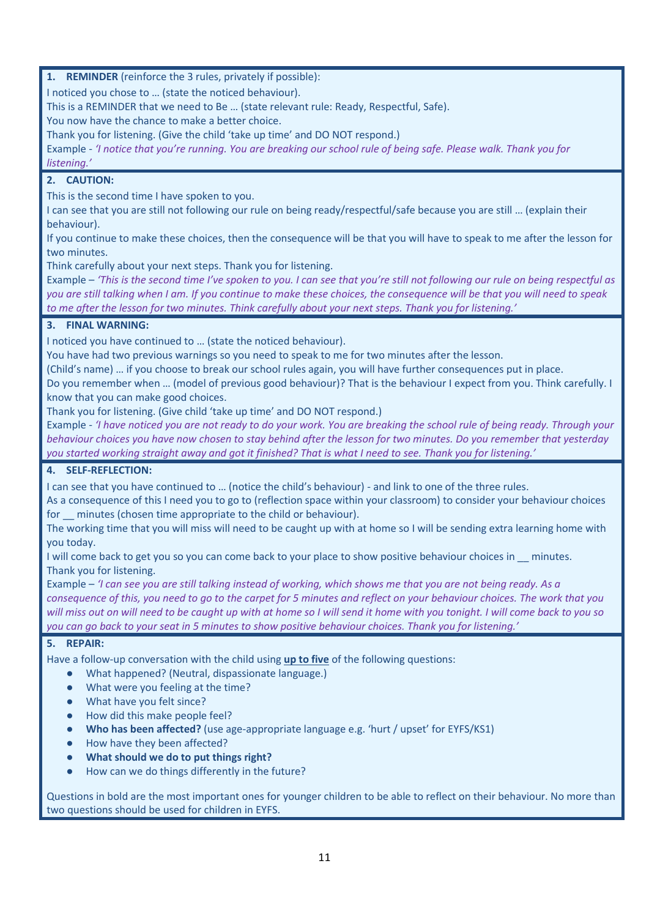**1. REMINDER** (reinforce the 3 rules, privately if possible):

I noticed you chose to … (state the noticed behaviour).

This is a REMINDER that we need to Be … (state relevant rule: Ready, Respectful, Safe).

You now have the chance to make a better choice.

Thank you for listening. (Give the child 'take up time' and DO NOT respond.)

Example - *'I notice that you're running. You are breaking our school rule of being safe. Please walk. Thank you for listening.'*

**2. CAUTION:**

This is the second time I have spoken to you.

I can see that you are still not following our rule on being ready/respectful/safe because you are still … (explain their behaviour).

If you continue to make these choices, then the consequence will be that you will have to speak to me after the lesson for two minutes.

Think carefully about your next steps. Thank you for listening.

Example – *'This is the second time I've spoken to you. I can see that you're still not following our rule on being respectful as you are still talking when I am. If you continue to make these choices, the consequence will be that you will need to speak to me after the lesson for two minutes. Think carefully about your next steps. Thank you for listening.'*

**3. FINAL WARNING:**

I noticed you have continued to … (state the noticed behaviour).

You have had two previous warnings so you need to speak to me for two minutes after the lesson.

(Child's name) … if you choose to break our school rules again, you will have further consequences put in place.

Do you remember when … (model of previous good behaviour)? That is the behaviour I expect from you. Think carefully. I know that you can make good choices.

Thank you for listening. (Give child 'take up time' and DO NOT respond.)

Example - *'I have noticed you are not ready to do your work. You are breaking the school rule of being ready. Through your behaviour choices you have now chosen to stay behind after the lesson for two minutes. Do you remember that yesterday you started working straight away and got it finished? That is what I need to see. Thank you for listening.'*

**4. SELF-REFLECTION:**

I can see that you have continued to … (notice the child's behaviour) - and link to one of the three rules.

As a consequence of this I need you to go to (reflection space within your classroom) to consider your behaviour choices for __ minutes (chosen time appropriate to the child or behaviour).

The working time that you will miss will need to be caught up with at home so I will be sending extra learning home with you today.

I will come back to get you so you can come back to your place to show positive behaviour choices in __ minutes.

Thank you for listening.

Example – *'I can see you are still talking instead of working, which shows me that you are not being ready. As a consequence of this, you need to go to the carpet for 5 minutes and reflect on your behaviour choices. The work that you will miss out on will need to be caught up with at home so I will send it home with you tonight. I will come back to you so you can go back to your seat in 5 minutes to show positive behaviour choices. Thank you for listening.'*

**5. REPAIR:**

Have a follow-up conversation with the child using **up to five** of the following questions:

- What happened? (Neutral, dispassionate language.)
- What were you feeling at the time?
- What have you felt since?
- How did this make people feel?
- **Who has been affected?** (use age-appropriate language e.g. 'hurt / upset' for EYFS/KS1)
- How have they been affected?
- **What should we do to put things right?**
- How can we do things differently in the future?

Questions in bold are the most important ones for younger children to be able to reflect on their behaviour. No more than two questions should be used for children in EYFS.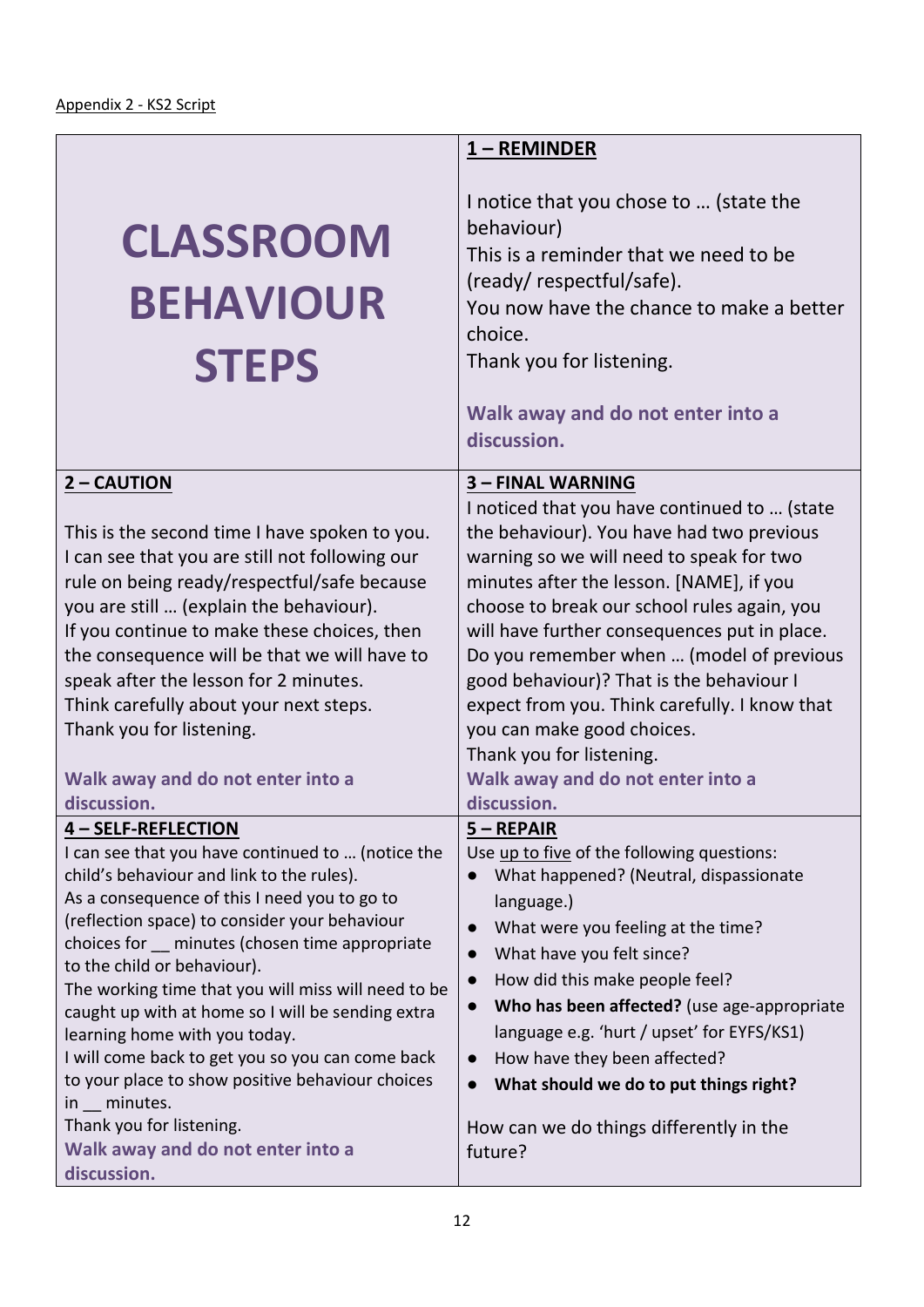Appendix 2 - KS2 Script

# CLASSROOM BEHAVIOUR STEPS

**1 – REMINDER**

I notice that you chose to … (state the behaviour)
This is a reminder that we need to be (ready/ respectful/safe).
You now have the chance to make a better choice.
Thank you for listening.

**Walk away and do not enter into a discussion.**

**2 – CAUTION**

This is the second time I have spoken to you. I can see that you are still not following our rule on being ready/respectful/safe because you are still … (explain the behaviour).
If you continue to make these choices, then the consequence will be that we will have to speak after the lesson for 2 minutes.
Think carefully about your next steps.
Thank you for listening.

**Walk away and do not enter into a discussion.**

**3 – FINAL WARNING**

I noticed that you have continued to … (state the behaviour). You have had two previous warning so we will need to speak for two minutes after the lesson. [NAME], if you choose to break our school rules again, you will have further consequences put in place. Do you remember when … (model of previous good behaviour)? That is the behaviour I expect from you. Think carefully. I know that you can make good choices.
Thank you for listening.

**Walk away and do not enter into a discussion.**

**4 – SELF-REFLECTION**

I can see that you have continued to … (notice the child's behaviour and link to the rules).
As a consequence of this I need you to go to (reflection space) to consider your behaviour choices for __ minutes (chosen time appropriate to the child or behaviour).
The working time that you will miss will need to be caught up with at home so I will be sending extra learning home with you today.
I will come back to get you so you can come back to your place to show positive behaviour choices in __ minutes.
Thank you for listening.

**Walk away and do not enter into a discussion.**

**5 – REPAIR**

Use up to five of the following questions:

- What happened? (Neutral, dispassionate language.)
- What were you feeling at the time?
- What have you felt since?
- How did this make people feel?
- **Who has been affected?** (use age-appropriate language e.g. 'hurt / upset' for EYFS/KS1)
- How have they been affected?
- **What should we do to put things right?**

How can we do things differently in the future?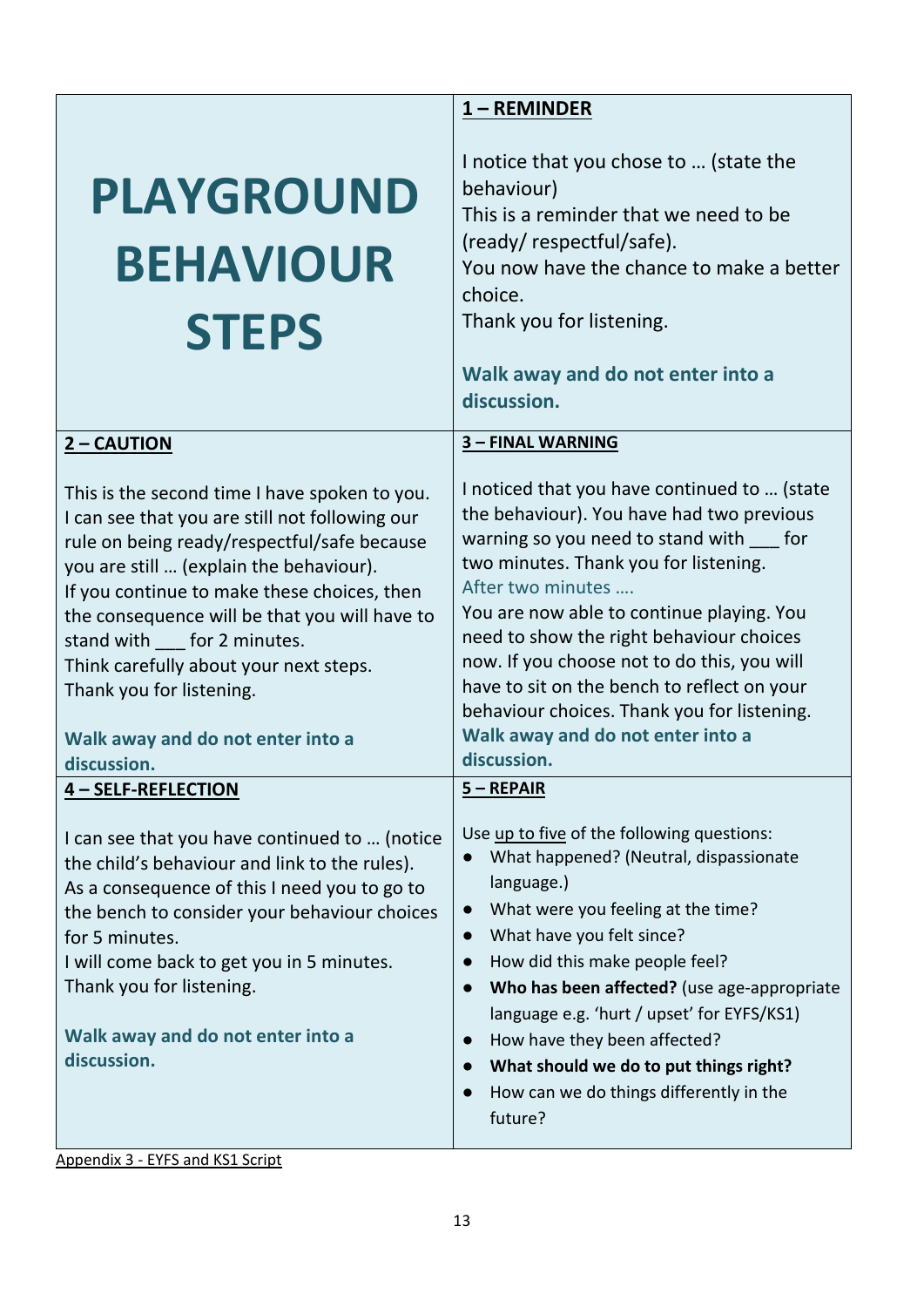# PLAYGROUND BEHAVIOUR STEPS

**1 – REMINDER**

I notice that you chose to … (state the behaviour)
This is a reminder that we need to be (ready/ respectful/safe).
You now have the chance to make a better choice.
Thank you for listening.

**Walk away and do not enter into a discussion.**

**2 – CAUTION**

This is the second time I have spoken to you. I can see that you are still not following our rule on being ready/respectful/safe because you are still … (explain the behaviour).
If you continue to make these choices, then the consequence will be that you will have to stand with ___ for 2 minutes.
Think carefully about your next steps.
Thank you for listening.

**Walk away and do not enter into a discussion.**

**3 – FINAL WARNING**

I noticed that you have continued to … (state the behaviour). You have had two previous warning so you need to stand with ___ for two minutes. Thank you for listening.
After two minutes ….
You are now able to continue playing. You need to show the right behaviour choices now. If you choose not to do this, you will have to sit on the bench to reflect on your behaviour choices. Thank you for listening.
**Walk away and do not enter into a discussion.**

**4 – SELF-REFLECTION**

I can see that you have continued to … (notice the child's behaviour and link to the rules). As a consequence of this I need you to go to the bench to consider your behaviour choices for 5 minutes.
I will come back to get you in 5 minutes.
Thank you for listening.

**Walk away and do not enter into a discussion.**

**5 – REPAIR**

Use up to five of the following questions:

- What happened? (Neutral, dispassionate language.)
- What were you feeling at the time?
- What have you felt since?
- How did this make people feel?
- **Who has been affected?** (use age-appropriate language e.g. 'hurt / upset' for EYFS/KS1)
- How have they been affected?
- **What should we do to put things right?**
- How can we do things differently in the future?

Appendix 3 - EYFS and KS1 Script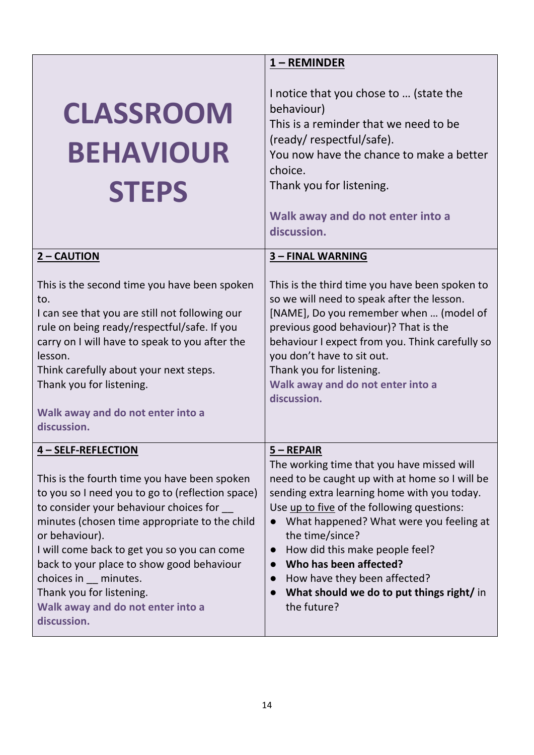# CLASSROOM BEHAVIOUR STEPS

**1 – REMINDER**

I notice that you chose to … (state the behaviour)
This is a reminder that we need to be (ready/ respectful/safe).
You now have the chance to make a better choice.
Thank you for listening.

**Walk away and do not enter into a discussion.**

**2 – CAUTION**

This is the second time you have been spoken to.
I can see that you are still not following our rule on being ready/respectful/safe. If you carry on I will have to speak to you after the lesson.
Think carefully about your next steps.
Thank you for listening.

**Walk away and do not enter into a discussion.**

**3 – FINAL WARNING**

This is the third time you have been spoken to so we will need to speak after the lesson.
[NAME], Do you remember when … (model of previous good behaviour)? That is the behaviour I expect from you. Think carefully so you don't have to sit out.
Thank you for listening.
**Walk away and do not enter into a discussion.**

**4 – SELF-REFLECTION**

This is the fourth time you have been spoken to you so I need you to go to (reflection space) to consider your behaviour choices for __ minutes (chosen time appropriate to the child or behaviour).
I will come back to get you so you can come back to your place to show good behaviour choices in __ minutes.
Thank you for listening.
**Walk away and do not enter into a discussion.**

**5 – REPAIR**

The working time that you have missed will need to be caught up with at home so I will be sending extra learning home with you today.
Use up to five of the following questions:

- What happened? What were you feeling at the time/since?
- How did this make people feel?
- **Who has been affected?**
- How have they been affected?
- **What should we do to put things right/** in the future?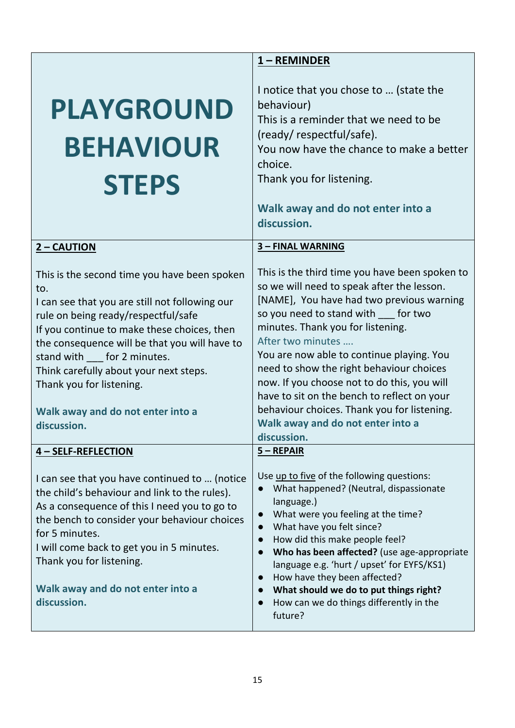# PLAYGROUND BEHAVIOUR STEPS

## 1 – REMINDER

I notice that you chose to … (state the behaviour)
This is a reminder that we need to be (ready/ respectful/safe).
You now have the chance to make a better choice.
Thank you for listening.

**Walk away and do not enter into a discussion.**

## 2 – CAUTION

This is the second time you have been spoken to.
I can see that you are still not following our rule on being ready/respectful/safe
If you continue to make these choices, then the consequence will be that you will have to stand with ___ for 2 minutes.
Think carefully about your next steps.
Thank you for listening.

**Walk away and do not enter into a discussion.**

## 3 – FINAL WARNING

This is the third time you have been spoken to so we will need to speak after the lesson.
[NAME], You have had two previous warning so you need to stand with ___ for two minutes. Thank you for listening.
After two minutes ….
You are now able to continue playing. You need to show the right behaviour choices now. If you choose not to do this, you will have to sit on the bench to reflect on your behaviour choices. Thank you for listening.
**Walk away and do not enter into a discussion.**

## 4 – SELF-REFLECTION

I can see that you have continued to … (notice the child's behaviour and link to the rules).
As a consequence of this I need you to go to the bench to consider your behaviour choices for 5 minutes.
I will come back to get you in 5 minutes.
Thank you for listening.

**Walk away and do not enter into a discussion.**

## 5 – REPAIR

Use up to five of the following questions:

- What happened? (Neutral, dispassionate language.)
- What were you feeling at the time?
- What have you felt since?
- How did this make people feel?
- **Who has been affected?** (use age-appropriate language e.g. 'hurt / upset' for EYFS/KS1)
- How have they been affected?
- **What should we do to put things right?**
- How can we do things differently in the future?